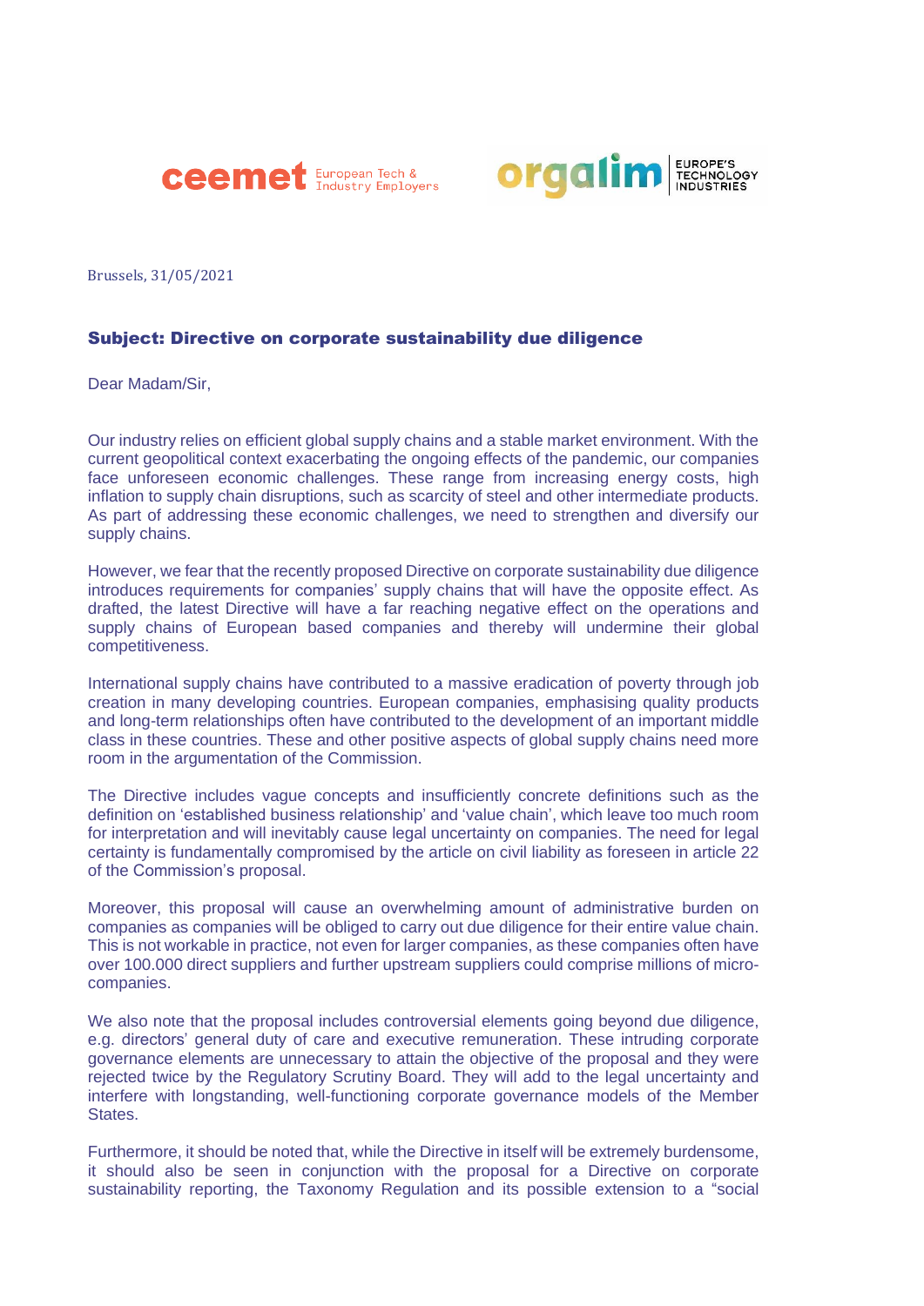ceemet European Tech & Industry Employers

orgalim EUROPE'S TECHNOLOGY INDUSTRIES

Brussels, 31/05/2021

**Subject: Directive on corporate sustainability due diligence**

Dear Madam/Sir,

Our industry relies on efficient global supply chains and a stable market environment. With the current geopolitical context exacerbating the ongoing effects of the pandemic, our companies face unforeseen economic challenges. These range from increasing energy costs, high inflation to supply chain disruptions, such as scarcity of steel and other intermediate products. As part of addressing these economic challenges, we need to strengthen and diversify our supply chains.

However, we fear that the recently proposed Directive on corporate sustainability due diligence introduces requirements for companies' supply chains that will have the opposite effect. As drafted, the latest Directive will have a far reaching negative effect on the operations and supply chains of European based companies and thereby will undermine their global competitiveness.

International supply chains have contributed to a massive eradication of poverty through job creation in many developing countries. European companies, emphasising quality products and long-term relationships often have contributed to the development of an important middle class in these countries. These and other positive aspects of global supply chains need more room in the argumentation of the Commission.

The Directive includes vague concepts and insufficiently concrete definitions such as the definition on 'established business relationship' and 'value chain', which leave too much room for interpretation and will inevitably cause legal uncertainty on companies. The need for legal certainty is fundamentally compromised by the article on civil liability as foreseen in article 22 of the Commission's proposal.

Moreover, this proposal will cause an overwhelming amount of administrative burden on companies as companies will be obliged to carry out due diligence for their entire value chain. This is not workable in practice, not even for larger companies, as these companies often have over 100.000 direct suppliers and further upstream suppliers could comprise millions of micro-companies.

We also note that the proposal includes controversial elements going beyond due diligence, e.g. directors' general duty of care and executive remuneration. These intruding corporate governance elements are unnecessary to attain the objective of the proposal and they were rejected twice by the Regulatory Scrutiny Board. They will add to the legal uncertainty and interfere with longstanding, well-functioning corporate governance models of the Member States.

Furthermore, it should be noted that, while the Directive in itself will be extremely burdensome, it should also be seen in conjunction with the proposal for a Directive on corporate sustainability reporting, the Taxonomy Regulation and its possible extension to a "social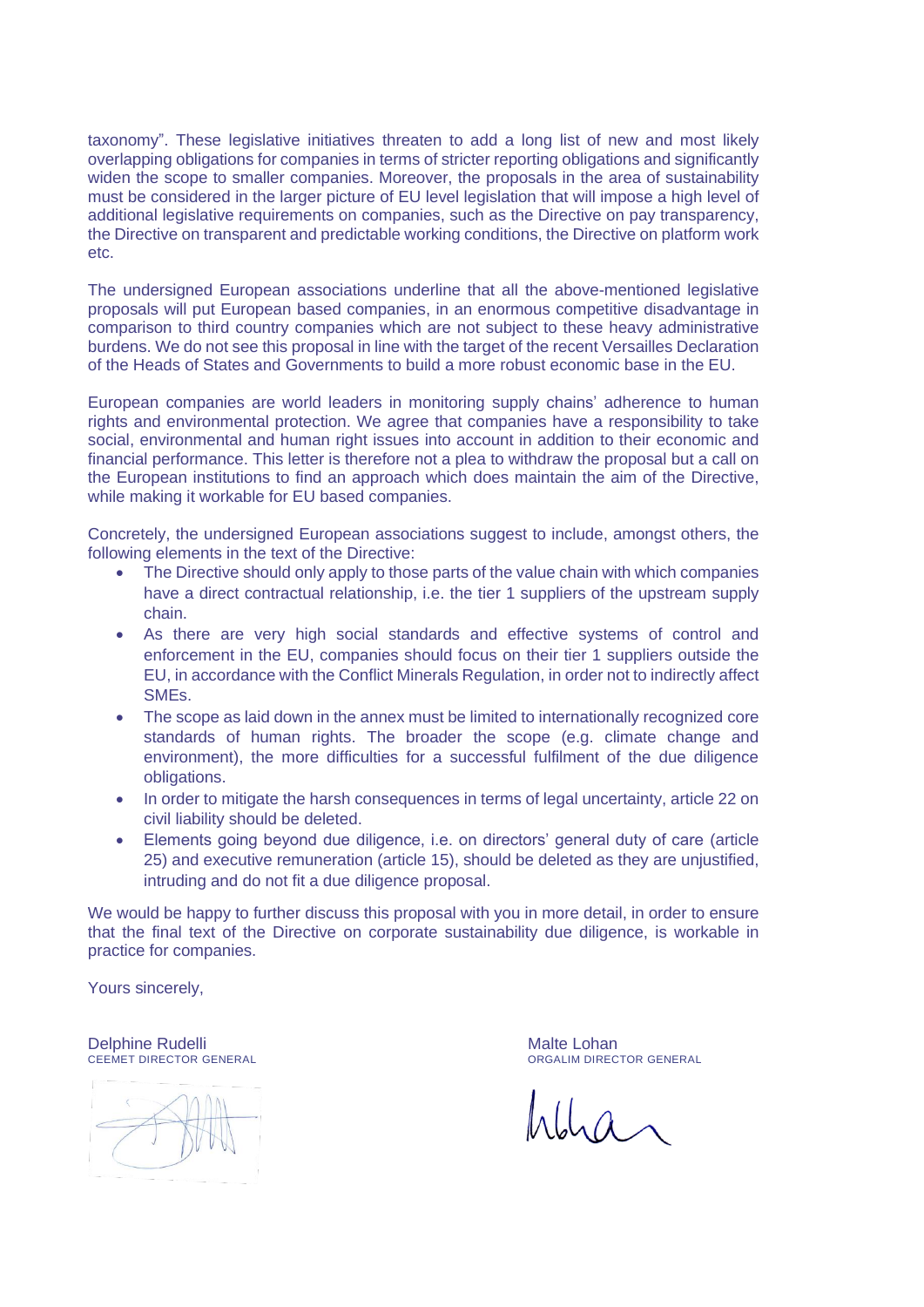taxonomy". These legislative initiatives threaten to add a long list of new and most likely overlapping obligations for companies in terms of stricter reporting obligations and significantly widen the scope to smaller companies. Moreover, the proposals in the area of sustainability must be considered in the larger picture of EU level legislation that will impose a high level of additional legislative requirements on companies, such as the Directive on pay transparency, the Directive on transparent and predictable working conditions, the Directive on platform work etc.

The undersigned European associations underline that all the above-mentioned legislative proposals will put European based companies, in an enormous competitive disadvantage in comparison to third country companies which are not subject to these heavy administrative burdens. We do not see this proposal in line with the target of the recent Versailles Declaration of the Heads of States and Governments to build a more robust economic base in the EU.

European companies are world leaders in monitoring supply chains' adherence to human rights and environmental protection. We agree that companies have a responsibility to take social, environmental and human right issues into account in addition to their economic and financial performance. This letter is therefore not a plea to withdraw the proposal but a call on the European institutions to find an approach which does maintain the aim of the Directive, while making it workable for EU based companies.

Concretely, the undersigned European associations suggest to include, amongst others, the following elements in the text of the Directive:

- The Directive should only apply to those parts of the value chain with which companies have a direct contractual relationship, i.e. the tier 1 suppliers of the upstream supply chain.
- As there are very high social standards and effective systems of control and enforcement in the EU, companies should focus on their tier 1 suppliers outside the EU, in accordance with the Conflict Minerals Regulation, in order not to indirectly affect SMEs.
- The scope as laid down in the annex must be limited to internationally recognized core standards of human rights. The broader the scope (e.g. climate change and environment), the more difficulties for a successful fulfilment of the due diligence obligations.
- In order to mitigate the harsh consequences in terms of legal uncertainty, article 22 on civil liability should be deleted.
- Elements going beyond due diligence, i.e. on directors' general duty of care (article 25) and executive remuneration (article 15), should be deleted as they are unjustified, intruding and do not fit a due diligence proposal.

We would be happy to further discuss this proposal with you in more detail, in order to ensure that the final text of the Directive on corporate sustainability due diligence, is workable in practice for companies.

Yours sincerely,

Delphine Rudelli
CEEMET DIRECTOR GENERAL

Malte Lohan
ORGALIM DIRECTOR GENERAL